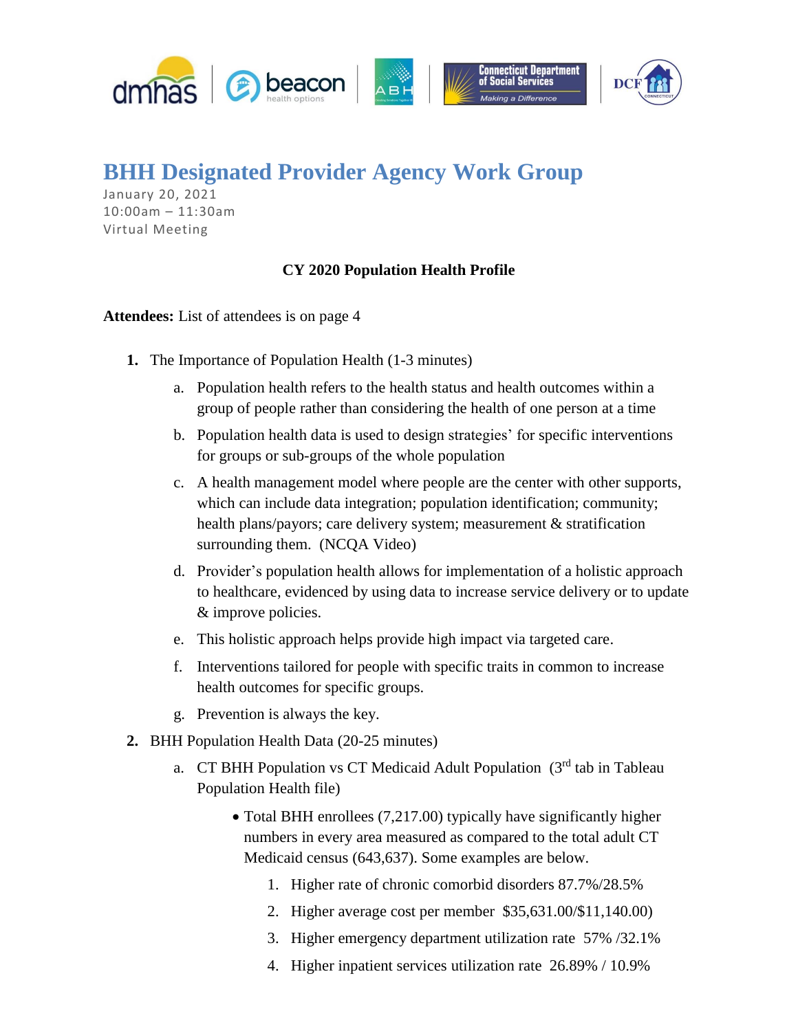# BHH Designated Provider Agency Work Group

January 20, 2021
10:00am – 11:30am
Virtual Meeting

**CY 2020 Population Health Profile**

**Attendees:** List of attendees is on page 4

1. The Importance of Population Health (1-3 minutes)
   a. Population health refers to the health status and health outcomes within a group of people rather than considering the health of one person at a time
   b. Population health data is used to design strategies' for specific interventions for groups or sub-groups of the whole population
   c. A health management model where people are the center with other supports, which can include data integration; population identification; community; health plans/payors; care delivery system; measurement & stratification surrounding them. (NCQA Video)
   d. Provider's population health allows for implementation of a holistic approach to healthcare, evidenced by using data to increase service delivery or to update & improve policies.
   e. This holistic approach helps provide high impact via targeted care.
   f. Interventions tailored for people with specific traits in common to increase health outcomes for specific groups.
   g. Prevention is always the key.
2. BHH Population Health Data (20-25 minutes)
   a. CT BHH Population vs CT Medicaid Adult Population (3rd tab in Tableau Population Health file)
      - Total BHH enrollees (7,217.00) typically have significantly higher numbers in every area measured as compared to the total adult CT Medicaid census (643,637). Some examples are below.
        1. Higher rate of chronic comorbid disorders 87.7%/28.5%
        2. Higher average cost per member $35,631.00/$11,140.00)
        3. Higher emergency department utilization rate 57% /32.1%
        4. Higher inpatient services utilization rate 26.89% / 10.9%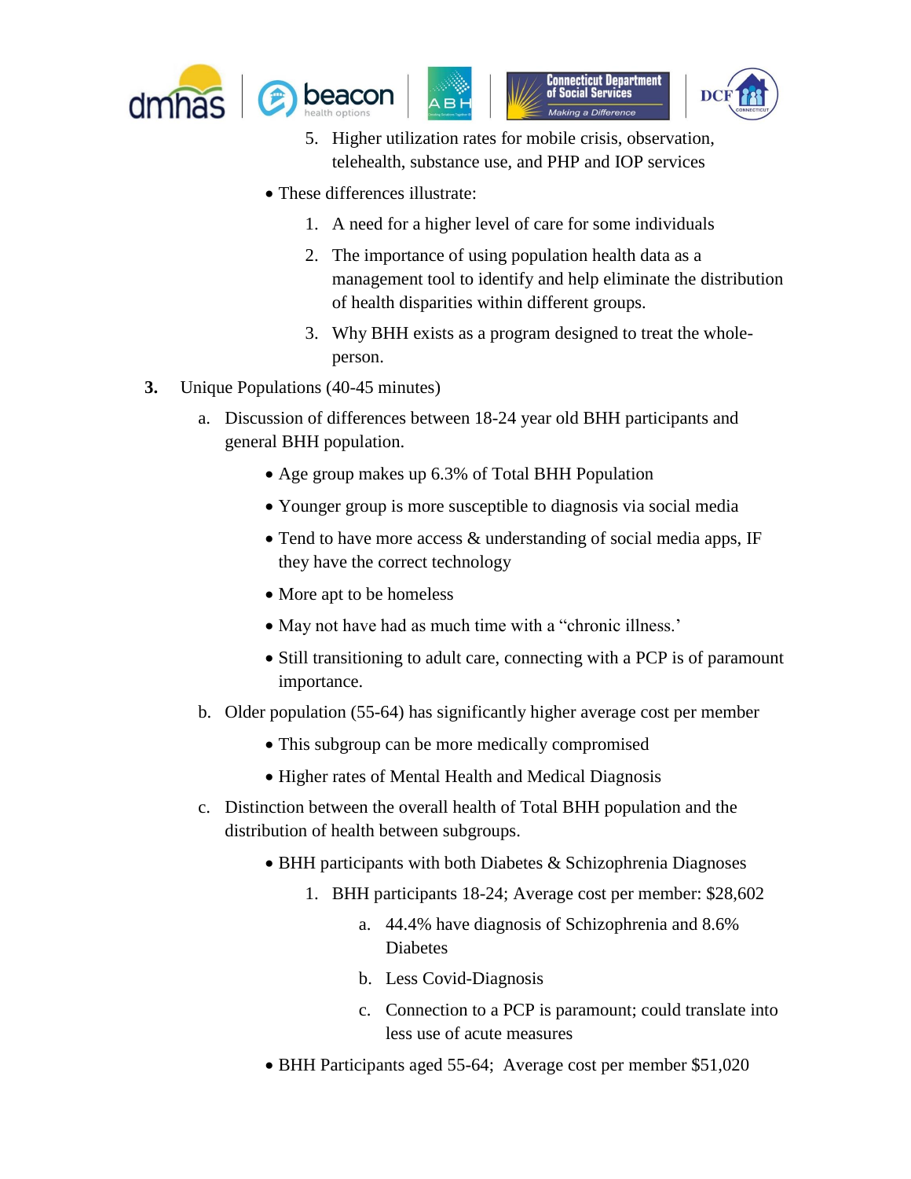5. Higher utilization rates for mobile crisis, observation, telehealth, substance use, and PHP and IOP services

- These differences illustrate:
  1. A need for a higher level of care for some individuals
  2. The importance of using population health data as a management tool to identify and help eliminate the distribution of health disparities within different groups.
  3. Why BHH exists as a program designed to treat the whole-person.

**3.** Unique Populations (40-45 minutes)

a. Discussion of differences between 18-24 year old BHH participants and general BHH population.

- Age group makes up 6.3% of Total BHH Population
- Younger group is more susceptible to diagnosis via social media
- Tend to have more access & understanding of social media apps, IF they have the correct technology
- More apt to be homeless
- May not have had as much time with a "chronic illness.'
- Still transitioning to adult care, connecting with a PCP is of paramount importance.

b. Older population (55-64) has significantly higher average cost per member

- This subgroup can be more medically compromised
- Higher rates of Mental Health and Medical Diagnosis

c. Distinction between the overall health of Total BHH population and the distribution of health between subgroups.

- BHH participants with both Diabetes & Schizophrenia Diagnoses
  1. BHH participants 18-24; Average cost per member: $28,602
     a. 44.4% have diagnosis of Schizophrenia and 8.6% Diabetes
     b. Less Covid-Diagnosis
     c. Connection to a PCP is paramount; could translate into less use of acute measures
- BHH Participants aged 55-64; Average cost per member $51,020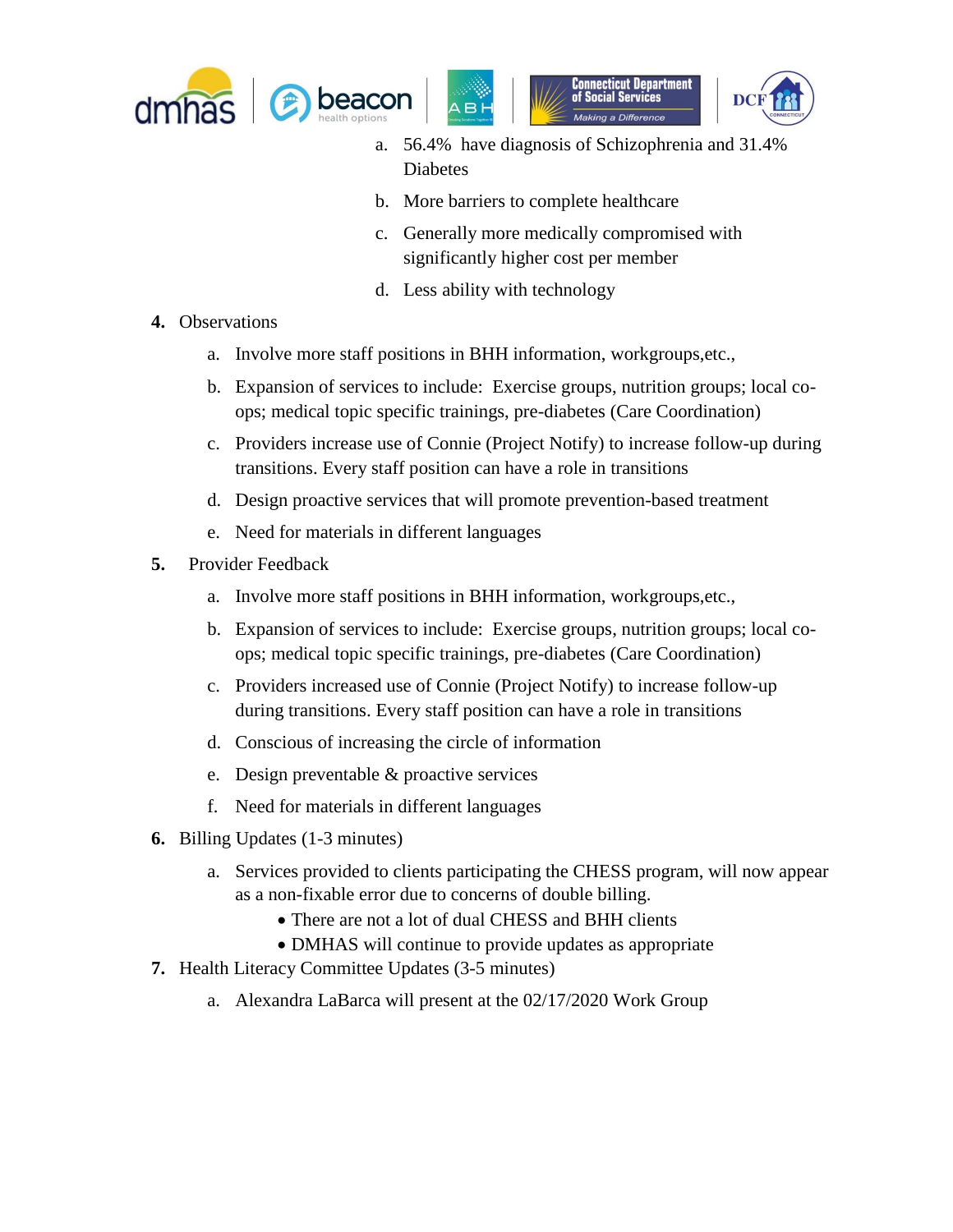a. 56.4% have diagnosis of Schizophrenia and 31.4% Diabetes
b. More barriers to complete healthcare
c. Generally more medically compromised with significantly higher cost per member
d. Less ability with technology

**4.** Observations

a. Involve more staff positions in BHH information, workgroups,etc.,
b. Expansion of services to include: Exercise groups, nutrition groups; local co-ops; medical topic specific trainings, pre-diabetes (Care Coordination)
c. Providers increase use of Connie (Project Notify) to increase follow-up during transitions. Every staff position can have a role in transitions
d. Design proactive services that will promote prevention-based treatment
e. Need for materials in different languages

**5.** Provider Feedback

a. Involve more staff positions in BHH information, workgroups,etc.,
b. Expansion of services to include: Exercise groups, nutrition groups; local co-ops; medical topic specific trainings, pre-diabetes (Care Coordination)
c. Providers increased use of Connie (Project Notify) to increase follow-up during transitions. Every staff position can have a role in transitions
d. Conscious of increasing the circle of information
e. Design preventable & proactive services
f. Need for materials in different languages

**6.** Billing Updates (1-3 minutes)

a. Services provided to clients participating the CHESS program, will now appear as a non-fixable error due to concerns of double billing.
   - There are not a lot of dual CHESS and BHH clients
   - DMHAS will continue to provide updates as appropriate

**7.** Health Literacy Committee Updates (3-5 minutes)

a. Alexandra LaBarca will present at the 02/17/2020 Work Group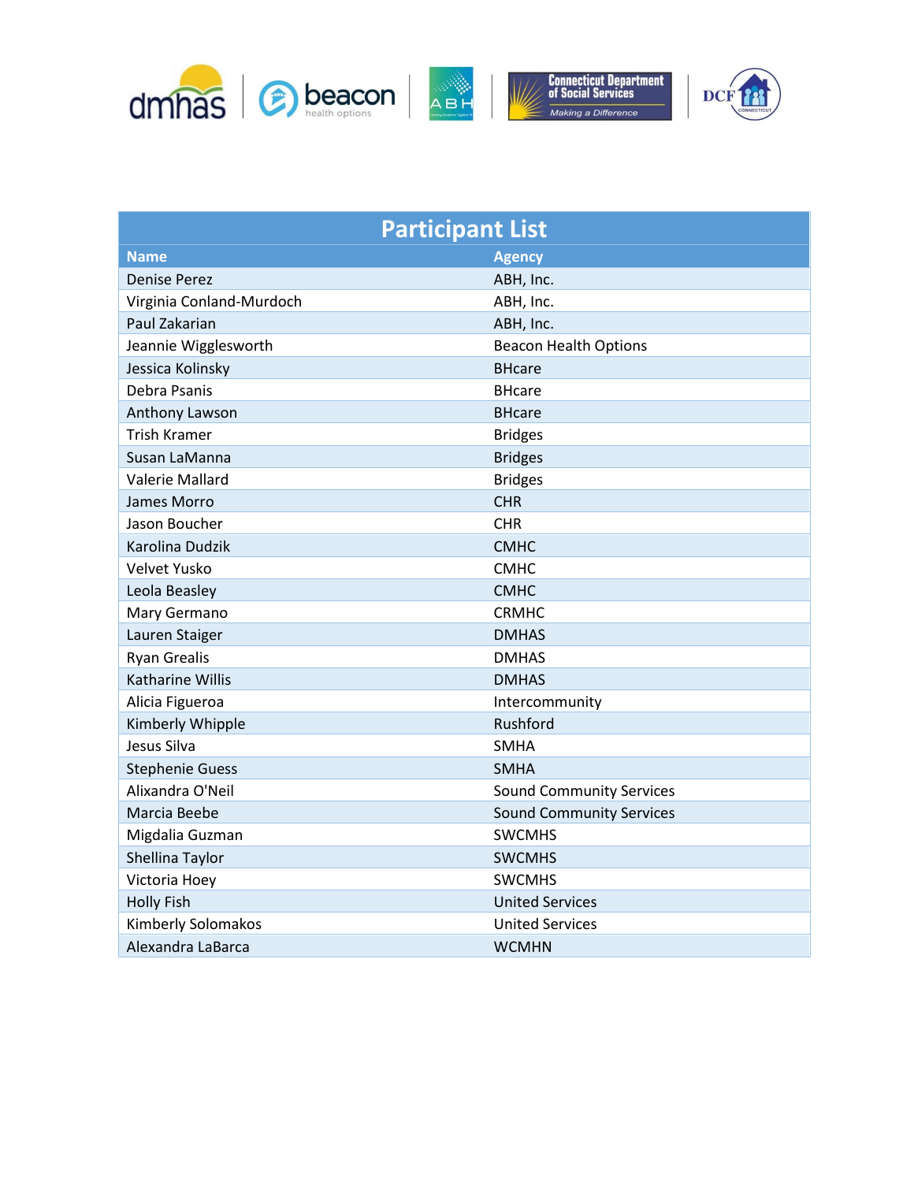## Participant List

| Name | Agency |
|---|---|
| Denise Perez | ABH, Inc. |
| Virginia Conland-Murdoch | ABH, Inc. |
| Paul Zakarian | ABH, Inc. |
| Jeannie Wigglesworth | Beacon Health Options |
| Jessica Kolinsky | BHcare |
| Debra Psanis | BHcare |
| Anthony Lawson | BHcare |
| Trish Kramer | Bridges |
| Susan LaManna | Bridges |
| Valerie Mallard | Bridges |
| James Morro | CHR |
| Jason Boucher | CHR |
| Karolina Dudzik | CMHC |
| Velvet Yusko | CMHC |
| Leola Beasley | CMHC |
| Mary Germano | CRMHC |
| Lauren Staiger | DMHAS |
| Ryan Grealis | DMHAS |
| Katharine Willis | DMHAS |
| Alicia Figueroa | Intercommunity |
| Kimberly Whipple | Rushford |
| Jesus Silva | SMHA |
| Stephenie Guess | SMHA |
| Alixandra O'Neil | Sound Community Services |
| Marcia Beebe | Sound Community Services |
| Migdalia Guzman | SWCMHS |
| Shellina Taylor | SWCMHS |
| Victoria Hoey | SWCMHS |
| Holly Fish | United Services |
| Kimberly Solomakos | United Services |
| Alexandra LaBarca | WCMHN |